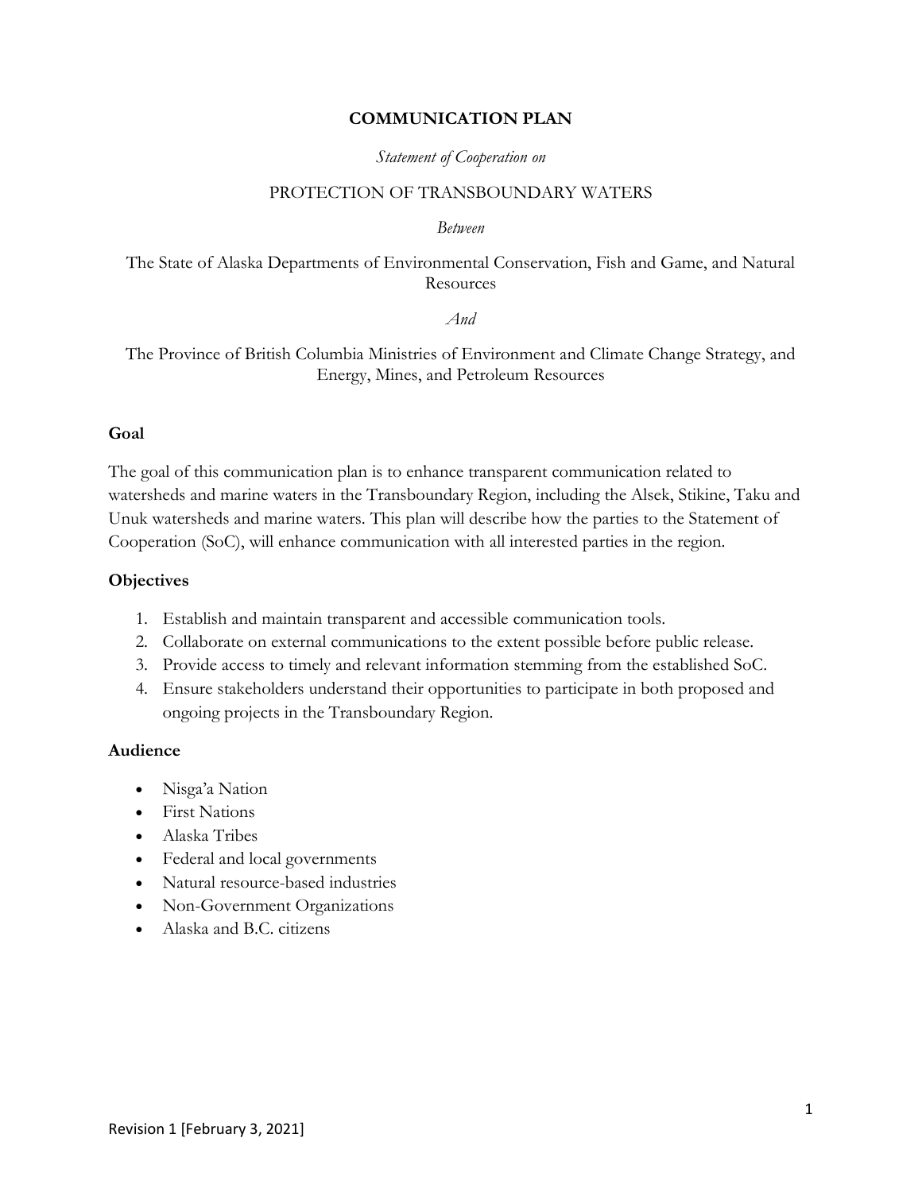**COMMUNICATION PLAN**

*Statement of Cooperation on*

PROTECTION OF TRANSBOUNDARY WATERS

*Between*

The State of Alaska Departments of Environmental Conservation, Fish and Game, and Natural Resources

*And*

The Province of British Columbia Ministries of Environment and Climate Change Strategy, and Energy, Mines, and Petroleum Resources

## Goal

The goal of this communication plan is to enhance transparent communication related to watersheds and marine waters in the Transboundary Region, including the Alsek, Stikine, Taku and Unuk watersheds and marine waters. This plan will describe how the parties to the Statement of Cooperation (SoC), will enhance communication with all interested parties in the region.

## Objectives

1. Establish and maintain transparent and accessible communication tools.
2. Collaborate on external communications to the extent possible before public release.
3. Provide access to timely and relevant information stemming from the established SoC.
4. Ensure stakeholders understand their opportunities to participate in both proposed and ongoing projects in the Transboundary Region.

## Audience

- Nisga'a Nation
- First Nations
- Alaska Tribes
- Federal and local governments
- Natural resource-based industries
- Non-Government Organizations
- Alaska and B.C. citizens

Revision 1 [February 3, 2021]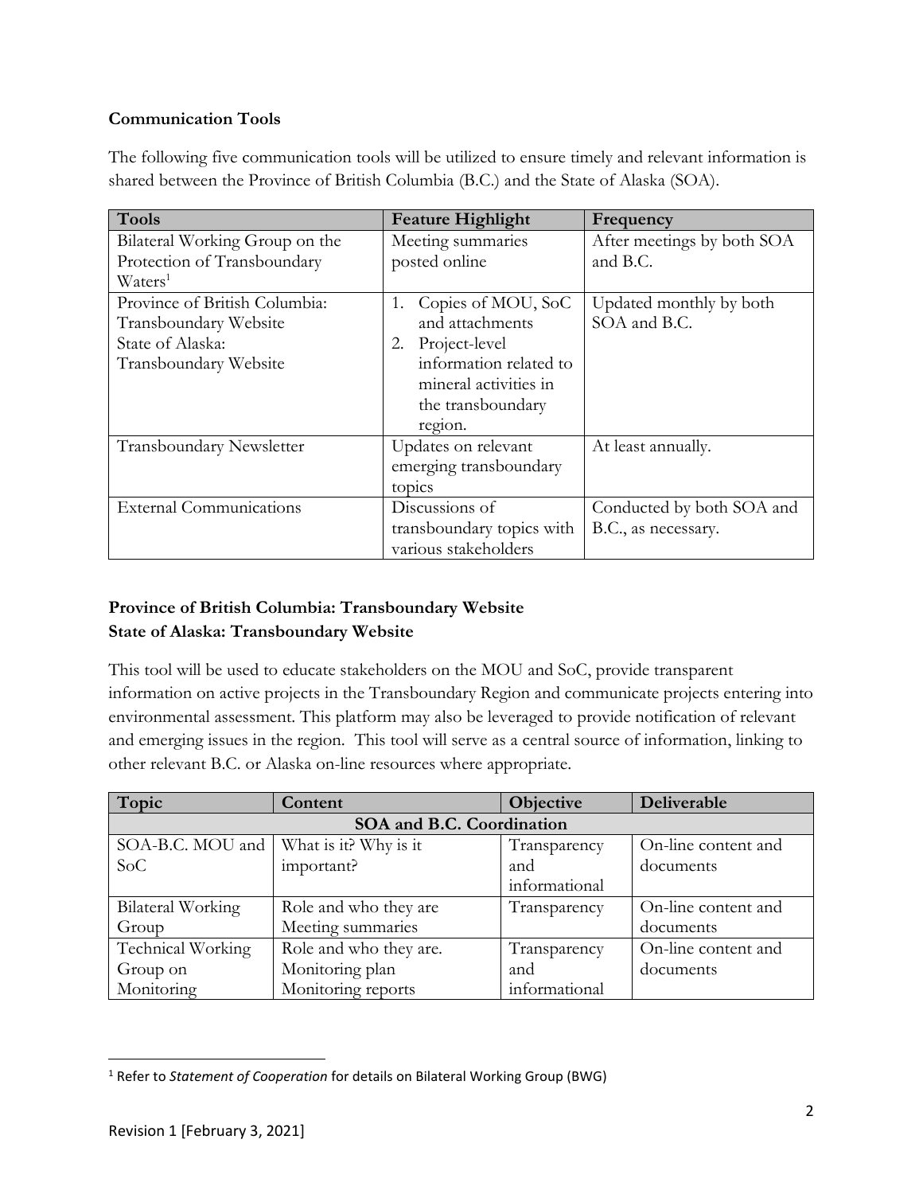**Communication Tools**

The following five communication tools will be utilized to ensure timely and relevant information is shared between the Province of British Columbia (B.C.) and the State of Alaska (SOA).

| Tools | Feature Highlight | Frequency |
|---|---|---|
| Bilateral Working Group on the Protection of Transboundary Waters[1] | Meeting summaries posted online | After meetings by both SOA and B.C. |
| Province of British Columbia: Transboundary Website<br>State of Alaska: Transboundary Website | 1. Copies of MOU, SoC and attachments<br>2. Project-level information related to mineral activities in the transboundary region. | Updated monthly by both SOA and B.C. |
| Transboundary Newsletter | Updates on relevant emerging transboundary topics | At least annually. |
| External Communications | Discussions of transboundary topics with various stakeholders | Conducted by both SOA and B.C., as necessary. |

**Province of British Columbia: Transboundary Website**
**State of Alaska: Transboundary Website**

This tool will be used to educate stakeholders on the MOU and SoC, provide transparent information on active projects in the Transboundary Region and communicate projects entering into environmental assessment. This platform may also be leveraged to provide notification of relevant and emerging issues in the region. This tool will serve as a central source of information, linking to other relevant B.C. or Alaska on-line resources where appropriate.

| Topic | Content | Objective | Deliverable |
|---|---|---|---|
| **SOA and B.C. Coordination** | | | |
| SOA-B.C. MOU and SoC | What is it? Why is it important? | Transparency and informational | On-line content and documents |
| Bilateral Working Group | Role and who they are<br>Meeting summaries | Transparency | On-line content and documents |
| Technical Working Group on Monitoring | Role and who they are.<br>Monitoring plan<br>Monitoring reports | Transparency and informational | On-line content and documents |

[1] Refer to *Statement of Cooperation* for details on Bilateral Working Group (BWG)

Revision 1 [February 3, 2021]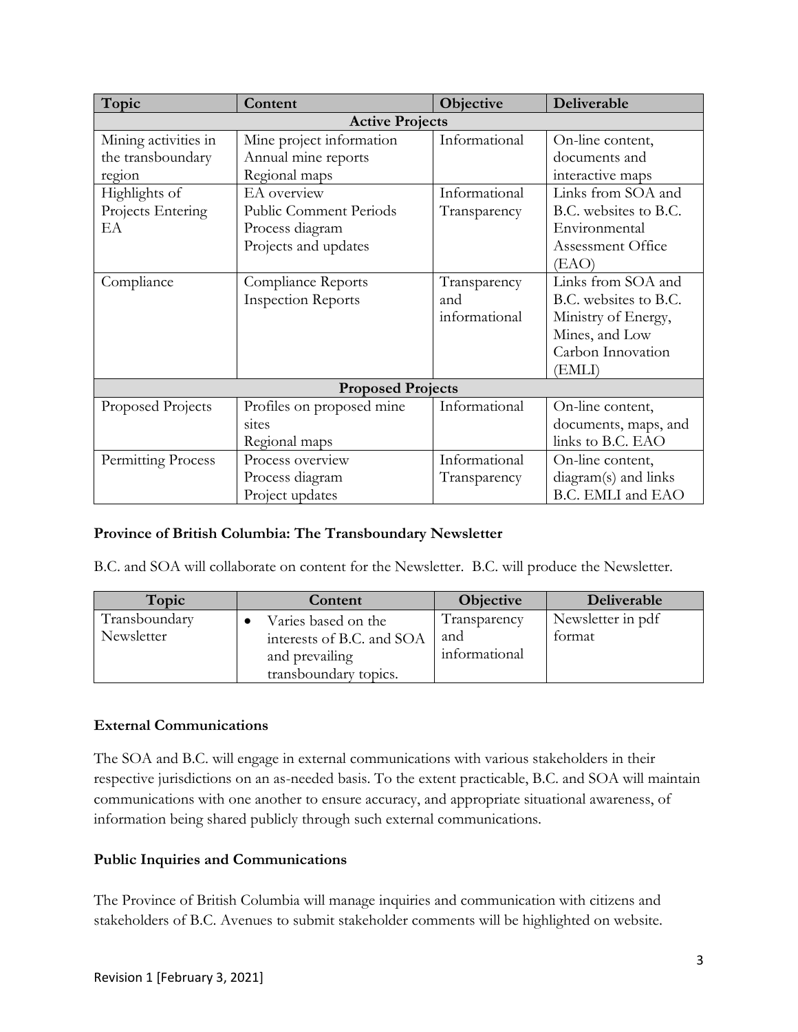| Topic | Content | Objective | Deliverable |
| --- | --- | --- | --- |
| **Active Projects** | | | |
| Mining activities in the transboundary region | Mine project information<br>Annual mine reports<br>Regional maps | Informational | On-line content, documents and interactive maps |
| Highlights of Projects Entering EA | EA overview<br>Public Comment Periods<br>Process diagram<br>Projects and updates | Informational<br>Transparency | Links from SOA and B.C. websites to B.C. Environmental Assessment Office (EAO) |
| Compliance | Compliance Reports<br>Inspection Reports | Transparency and informational | Links from SOA and B.C. websites to B.C. Ministry of Energy, Mines, and Low Carbon Innovation (EMLI) |
| **Proposed Projects** | | | |
| Proposed Projects | Profiles on proposed mine sites<br>Regional maps | Informational | On-line content, documents, maps, and links to B.C. EAO |
| Permitting Process | Process overview<br>Process diagram<br>Project updates | Informational<br>Transparency | On-line content, diagram(s) and links B.C. EMLI and EAO |

**Province of British Columbia: The Transboundary Newsletter**

B.C. and SOA will collaborate on content for the Newsletter. B.C. will produce the Newsletter.

| Topic | Content | Objective | Deliverable |
| --- | --- | --- | --- |
| Transboundary Newsletter | • Varies based on the interests of B.C. and SOA and prevailing transboundary topics. | Transparency and informational | Newsletter in pdf format |

**External Communications**

The SOA and B.C. will engage in external communications with various stakeholders in their respective jurisdictions on an as-needed basis. To the extent practicable, B.C. and SOA will maintain communications with one another to ensure accuracy, and appropriate situational awareness, of information being shared publicly through such external communications.

**Public Inquiries and Communications**

The Province of British Columbia will manage inquiries and communication with citizens and stakeholders of B.C. Avenues to submit stakeholder comments will be highlighted on website.

Revision 1 [February 3, 2021]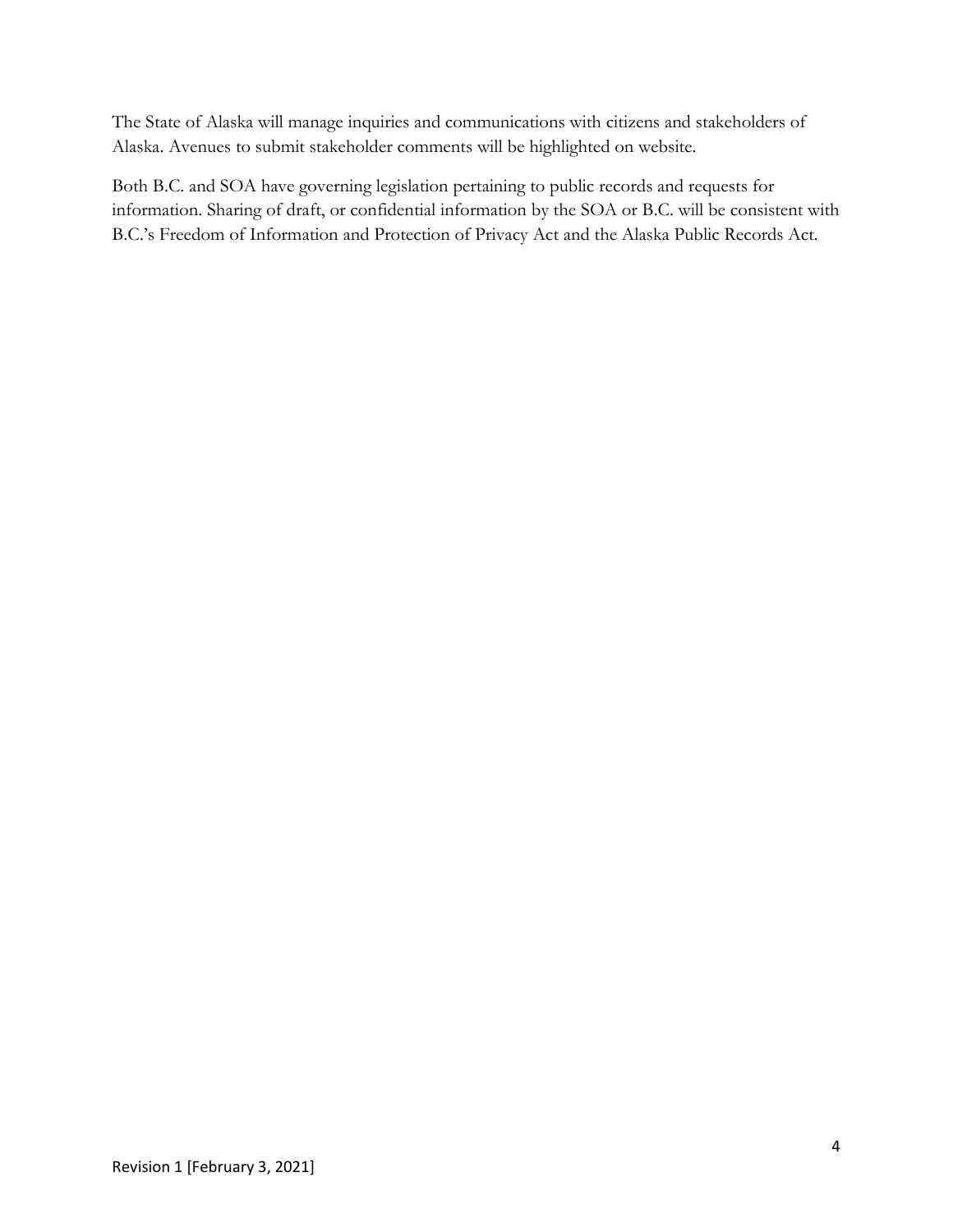The State of Alaska will manage inquiries and communications with citizens and stakeholders of Alaska. Avenues to submit stakeholder comments will be highlighted on website.

Both B.C. and SOA have governing legislation pertaining to public records and requests for information. Sharing of draft, or confidential information by the SOA or B.C. will be consistent with B.C.'s Freedom of Information and Protection of Privacy Act and the Alaska Public Records Act.